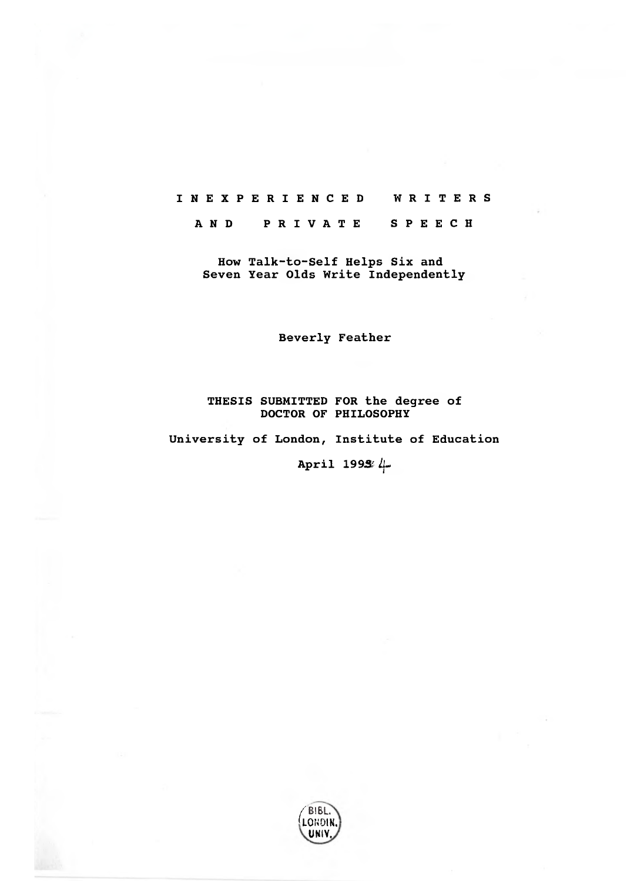# INEXPERIENCED WRITERS AND PRIVATE SPEECH

## How Talk-to-Self Helps Six and Seven Year Olds Write Independently

Beverly Feather

THESIS SUBMITTED FOR the degree of
DOCTOR OF PHILOSOPHY

University of London, Institute of Education

April 1994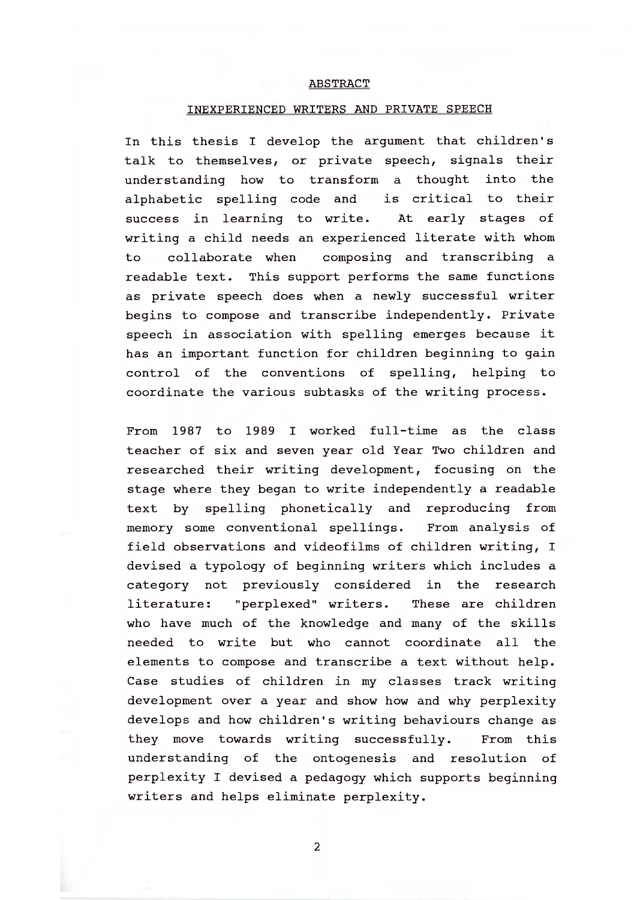# ABSTRACT

## INEXPERIENCED WRITERS AND PRIVATE SPEECH

In this thesis I develop the argument that children's talk to themselves, or private speech, signals their understanding how to transform a thought into the alphabetic spelling code and is critical to their success in learning to write. At early stages of writing a child needs an experienced literate with whom to collaborate when composing and transcribing a readable text. This support performs the same functions as private speech does when a newly successful writer begins to compose and transcribe independently. Private speech in association with spelling emerges because it has an important function for children beginning to gain control of the conventions of spelling, helping to coordinate the various subtasks of the writing process.

From 1987 to 1989 I worked full-time as the class teacher of six and seven year old Year Two children and researched their writing development, focusing on the stage where they began to write independently a readable text by spelling phonetically and reproducing from memory some conventional spellings. From analysis of field observations and videofilms of children writing, I devised a typology of beginning writers which includes a category not previously considered in the research literature: "perplexed" writers. These are children who have much of the knowledge and many of the skills needed to write but who cannot coordinate all the elements to compose and transcribe a text without help. Case studies of children in my classes track writing development over a year and show how and why perplexity develops and how children's writing behaviours change as they move towards writing successfully. From this understanding of the ontogenesis and resolution of perplexity I devised a pedagogy which supports beginning writers and helps eliminate perplexity.